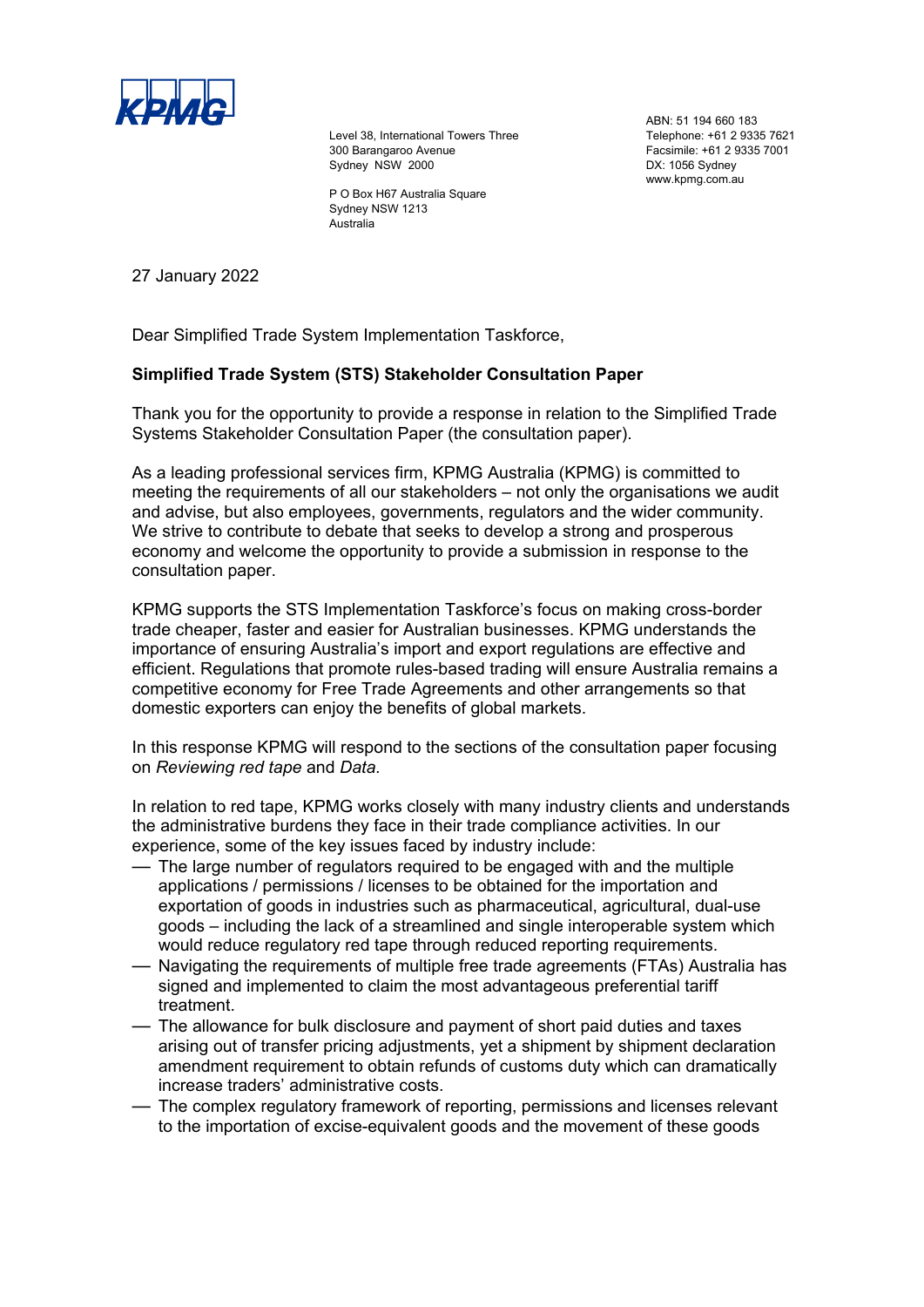KPMG

Level 38, International Towers Three
300 Barangaroo Avenue
Sydney NSW 2000

P O Box H67 Australia Square
Sydney NSW 1213
Australia

ABN: 51 194 660 183
Telephone: +61 2 9335 7621
Facsimile: +61 2 9335 7001
DX: 1056 Sydney
www.kpmg.com.au

27 January 2022

Dear Simplified Trade System Implementation Taskforce,

**Simplified Trade System (STS) Stakeholder Consultation Paper**

Thank you for the opportunity to provide a response in relation to the Simplified Trade Systems Stakeholder Consultation Paper (the consultation paper).

As a leading professional services firm, KPMG Australia (KPMG) is committed to meeting the requirements of all our stakeholders – not only the organisations we audit and advise, but also employees, governments, regulators and the wider community. We strive to contribute to debate that seeks to develop a strong and prosperous economy and welcome the opportunity to provide a submission in response to the consultation paper.

KPMG supports the STS Implementation Taskforce's focus on making cross-border trade cheaper, faster and easier for Australian businesses. KPMG understands the importance of ensuring Australia's import and export regulations are effective and efficient. Regulations that promote rules-based trading will ensure Australia remains a competitive economy for Free Trade Agreements and other arrangements so that domestic exporters can enjoy the benefits of global markets.

In this response KPMG will respond to the sections of the consultation paper focusing on *Reviewing red tape* and *Data.*

In relation to red tape, KPMG works closely with many industry clients and understands the administrative burdens they face in their trade compliance activities. In our experience, some of the key issues faced by industry include:

- The large number of regulators required to be engaged with and the multiple applications / permissions / licenses to be obtained for the importation and exportation of goods in industries such as pharmaceutical, agricultural, dual-use goods – including the lack of a streamlined and single interoperable system which would reduce regulatory red tape through reduced reporting requirements.
- Navigating the requirements of multiple free trade agreements (FTAs) Australia has signed and implemented to claim the most advantageous preferential tariff treatment.
- The allowance for bulk disclosure and payment of short paid duties and taxes arising out of transfer pricing adjustments, yet a shipment by shipment declaration amendment requirement to obtain refunds of customs duty which can dramatically increase traders' administrative costs.
- The complex regulatory framework of reporting, permissions and licenses relevant to the importation of excise-equivalent goods and the movement of these goods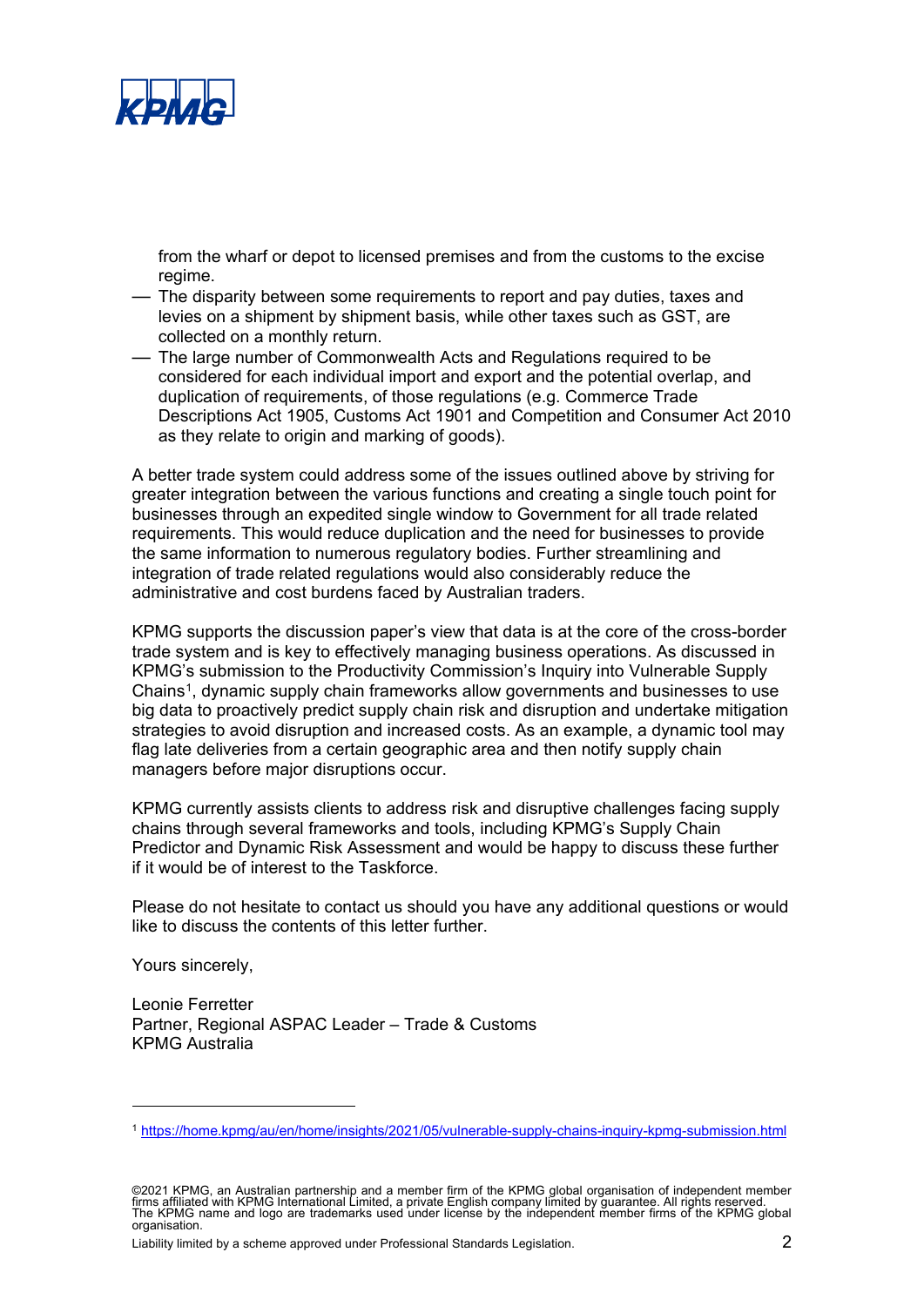from the wharf or depot to licensed premises and from the customs to the excise regime.

- The disparity between some requirements to report and pay duties, taxes and levies on a shipment by shipment basis, while other taxes such as GST, are collected on a monthly return.
- The large number of Commonwealth Acts and Regulations required to be considered for each individual import and export and the potential overlap, and duplication of requirements, of those regulations (e.g. Commerce Trade Descriptions Act 1905, Customs Act 1901 and Competition and Consumer Act 2010 as they relate to origin and marking of goods).

A better trade system could address some of the issues outlined above by striving for greater integration between the various functions and creating a single touch point for businesses through an expedited single window to Government for all trade related requirements. This would reduce duplication and the need for businesses to provide the same information to numerous regulatory bodies. Further streamlining and integration of trade related regulations would also considerably reduce the administrative and cost burdens faced by Australian traders.

KPMG supports the discussion paper's view that data is at the core of the cross-border trade system and is key to effectively managing business operations. As discussed in KPMG's submission to the Productivity Commission's Inquiry into Vulnerable Supply Chains[1], dynamic supply chain frameworks allow governments and businesses to use big data to proactively predict supply chain risk and disruption and undertake mitigation strategies to avoid disruption and increased costs. As an example, a dynamic tool may flag late deliveries from a certain geographic area and then notify supply chain managers before major disruptions occur.

KPMG currently assists clients to address risk and disruptive challenges facing supply chains through several frameworks and tools, including KPMG's Supply Chain Predictor and Dynamic Risk Assessment and would be happy to discuss these further if it would be of interest to the Taskforce.

Please do not hesitate to contact us should you have any additional questions or would like to discuss the contents of this letter further.

Yours sincerely,

Leonie Ferretter
Partner, Regional ASPAC Leader – Trade & Customs
KPMG Australia

---

[1] https://home.kpmg/au/en/home/insights/2021/05/vulnerable-supply-chains-inquiry-kpmg-submission.html

©2021 KPMG, an Australian partnership and a member firm of the KPMG global organisation of independent member firms affiliated with KPMG International Limited, a private English company limited by guarantee. All rights reserved. The KPMG name and logo are trademarks used under license by the independent member firms of the KPMG global organisation.

Liability limited by a scheme approved under Professional Standards Legislation.